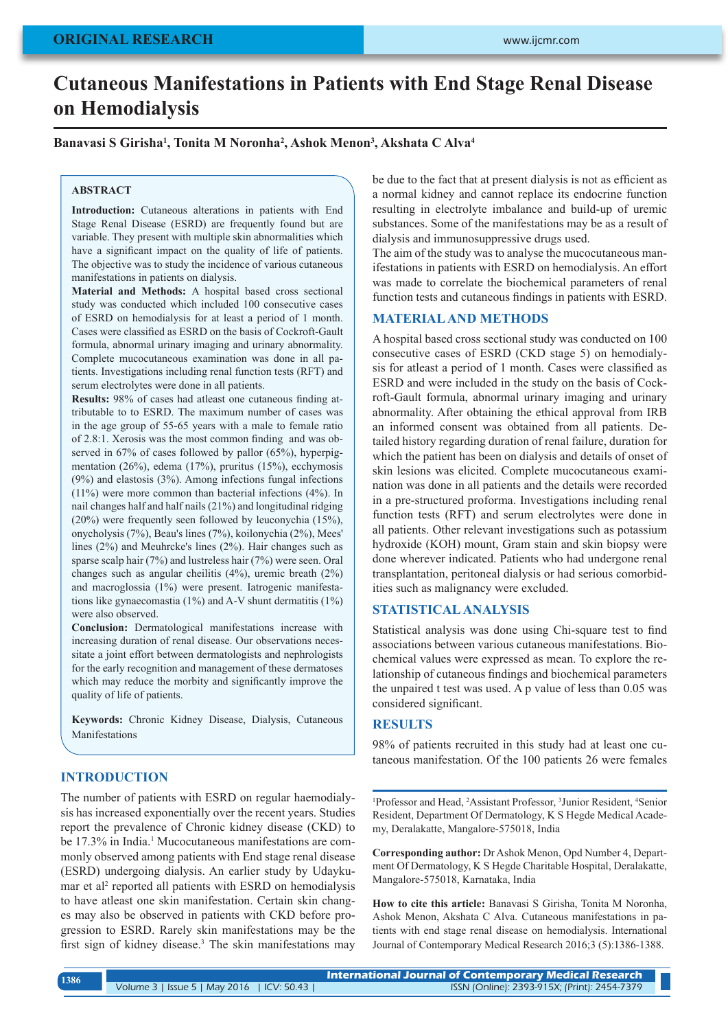ORIGINAL RESEARCH

# Cutaneous Manifestations in Patients with End Stage Renal Disease on Hemodialysis

**Banavasi S Girisha[1], Tonita M Noronha[2], Ashok Menon[3], Akshata C Alva[4]**

## ABSTRACT

**Introduction:** Cutaneous alterations in patients with End Stage Renal Disease (ESRD) are frequently found but are variable. They present with multiple skin abnormalities which have a significant impact on the quality of life of patients. The objective was to study the incidence of various cutaneous manifestations in patients on dialysis.

**Material and Methods:** A hospital based cross sectional study was conducted which included 100 consecutive cases of ESRD on hemodialysis for at least a period of 1 month. Cases were classified as ESRD on the basis of Cockroft-Gault formula, abnormal urinary imaging and urinary abnormality. Complete mucocutaneous examination was done in all patients. Investigations including renal function tests (RFT) and serum electrolytes were done in all patients.

**Results:** 98% of cases had atleast one cutaneous finding attributable to to ESRD. The maximum number of cases was in the age group of 55-65 years with a male to female ratio of 2.8:1. Xerosis was the most common finding and was observed in 67% of cases followed by pallor (65%), hyperpigmentation (26%), edema (17%), pruritus (15%), ecchymosis (9%) and elastosis (3%). Among infections fungal infections (11%) were more common than bacterial infections (4%). In nail changes half and half nails (21%) and longitudinal ridging (20%) were frequently seen followed by leuconychia (15%), onycholysis (7%), Beau's lines (7%), koilonychia (2%), Mees' lines (2%) and Meuhrcke's lines (2%). Hair changes such as sparse scalp hair (7%) and lustreless hair (7%) were seen. Oral changes such as angular cheilitis (4%), uremic breath (2%) and macroglossia (1%) were present. Iatrogenic manifestations like gynaecomastia (1%) and A-V shunt dermatitis (1%) were also observed.

**Conclusion:** Dermatological manifestations increase with increasing duration of renal disease. Our observations necessitate a joint effort between dermatologists and nephrologists for the early recognition and management of these dermatoses which may reduce the morbity and significantly improve the quality of life of patients.

**Keywords:** Chronic Kidney Disease, Dialysis, Cutaneous Manifestations

## INTRODUCTION

The number of patients with ESRD on regular haemodialysis has increased exponentially over the recent years. Studies report the prevalence of Chronic kidney disease (CKD) to be 17.3% in India.[1] Mucocutaneous manifestations are commonly observed among patients with End stage renal disease (ESRD) undergoing dialysis. An earlier study by Udaykumar et al[2] reported all patients with ESRD on hemodialysis to have atleast one skin manifestation. Certain skin changes may also be observed in patients with CKD before progression to ESRD. Rarely skin manifestations may be the first sign of kidney disease.[3] The skin manifestations may be due to the fact that at present dialysis is not as efficient as a normal kidney and cannot replace its endocrine function resulting in electrolyte imbalance and build-up of uremic substances. Some of the manifestations may be as a result of dialysis and immunosuppressive drugs used.

The aim of the study was to analyse the mucocutaneous manifestations in patients with ESRD on hemodialysis. An effort was made to correlate the biochemical parameters of renal function tests and cutaneous findings in patients with ESRD.

## MATERIAL AND METHODS

A hospital based cross sectional study was conducted on 100 consecutive cases of ESRD (CKD stage 5) on hemodialysis for atleast a period of 1 month. Cases were classified as ESRD and were included in the study on the basis of Cockroft-Gault formula, abnormal urinary imaging and urinary abnormality. After obtaining the ethical approval from IRB an informed consent was obtained from all patients. Detailed history regarding duration of renal failure, duration for which the patient has been on dialysis and details of onset of skin lesions was elicited. Complete mucocutaneous examination was done in all patients and the details were recorded in a pre-structured proforma. Investigations including renal function tests (RFT) and serum electrolytes were done in all patients. Other relevant investigations such as potassium hydroxide (KOH) mount, Gram stain and skin biopsy were done wherever indicated. Patients who had undergone renal transplantation, peritoneal dialysis or had serious comorbidities such as malignancy were excluded.

## STATISTICAL ANALYSIS

Statistical analysis was done using Chi-square test to find associations between various cutaneous manifestations. Biochemical values were expressed as mean. To explore the relationship of cutaneous findings and biochemical parameters the unpaired t test was used. A p value of less than 0.05 was considered significant.

## RESULTS

98% of patients recruited in this study had at least one cutaneous manifestation. Of the 100 patients 26 were females

---

[1]Professor and Head, [2]Assistant Professor, [3]Junior Resident, [4]Senior Resident, Department Of Dermatology, K S Hegde Medical Academy, Deralakatte, Mangalore-575018, India

**Corresponding author:** Dr Ashok Menon, Opd Number 4, Department Of Dermatology, K S Hegde Charitable Hospital, Deralakatte, Mangalore-575018, Karnataka, India

**How to cite this article:** Banavasi S Girisha, Tonita M Noronha, Ashok Menon, Akshata C Alva. Cutaneous manifestations in patients with end stage renal disease on hemodialysis. International Journal of Contemporary Medical Research 2016;3 (5):1386-1388.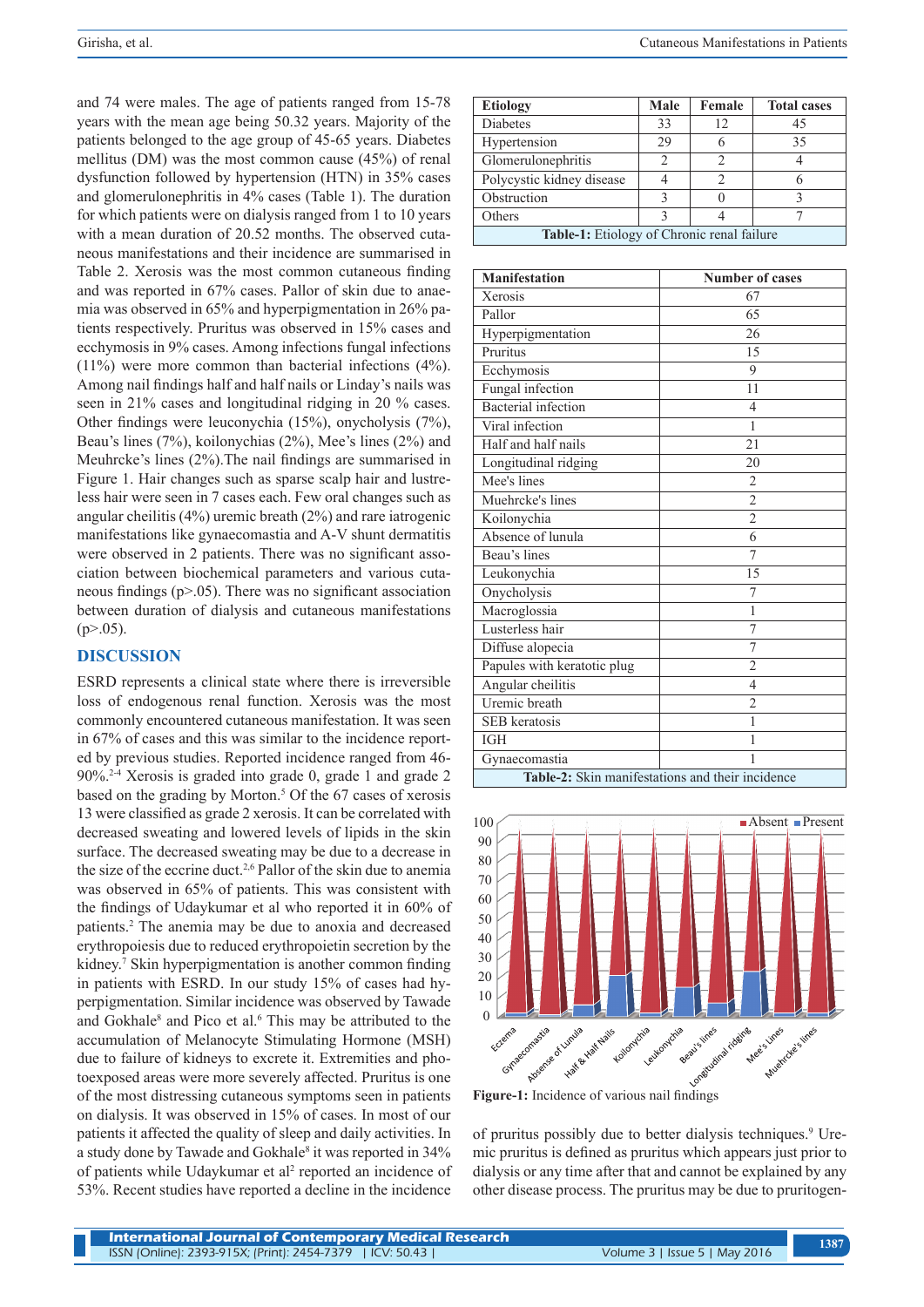and 74 were males. The age of patients ranged from 15-78 years with the mean age being 50.32 years. Majority of the patients belonged to the age group of 45-65 years. Diabetes mellitus (DM) was the most common cause (45%) of renal dysfunction followed by hypertension (HTN) in 35% cases and glomerulonephritis in 4% cases (Table 1). The duration for which patients were on dialysis ranged from 1 to 10 years with a mean duration of 20.52 months. The observed cutaneous manifestations and their incidence are summarised in Table 2. Xerosis was the most common cutaneous finding and was reported in 67% cases. Pallor of skin due to anaemia was observed in 65% and hyperpigmentation in 26% patients respectively. Pruritus was observed in 15% cases and ecchymosis in 9% cases. Among infections fungal infections (11%) were more common than bacterial infections (4%). Among nail findings half and half nails or Linday's nails was seen in 21% cases and longitudinal ridging in 20 % cases. Other findings were leuconychia (15%), onycholysis (7%), Beau's lines (7%), koilonychias (2%), Mee's lines (2%) and Meuhrcke's lines (2%).The nail findings are summarised in Figure 1. Hair changes such as sparse scalp hair and lustreless hair were seen in 7 cases each. Few oral changes such as angular cheilitis (4%) uremic breath (2%) and rare iatrogenic manifestations like gynaecomastia and A-V shunt dermatitis were observed in 2 patients. There was no significant association between biochemical parameters and various cutaneous findings (p>.05). There was no significant association between duration of dialysis and cutaneous manifestations (p>.05).

| Etiology | Male | Female | Total cases |
|---|---|---|---|
| Diabetes | 33 | 12 | 45 |
| Hypertension | 29 | 6 | 35 |
| Glomerulonephritis | 2 | 2 | 4 |
| Polycystic kidney disease | 4 | 2 | 6 |
| Obstruction | 3 | 0 | 3 |
| Others | 3 | 4 | 7 |

**Table-1:** Etiology of Chronic renal failure

| Manifestation | Number of cases |
|---|---|
| Xerosis | 67 |
| Pallor | 65 |
| Hyperpigmentation | 26 |
| Pruritus | 15 |
| Ecchymosis | 9 |
| Fungal infection | 11 |
| Bacterial infection | 4 |
| Viral infection | 1 |
| Half and half nails | 21 |
| Longitudinal ridging | 20 |
| Mee's lines | 2 |
| Muehrcke's lines | 2 |
| Koilonychia | 2 |
| Absence of lunula | 6 |
| Beau's lines | 7 |
| Leukonychia | 15 |
| Onycholysis | 7 |
| Macroglossia | 1 |
| Lusterless hair | 7 |
| Diffuse alopecia | 7 |
| Papules with keratotic plug | 2 |
| Angular cheilitis | 4 |
| Uremic breath | 2 |
| SEB keratosis | 1 |
| IGH | 1 |
| Gynaecomastia | 1 |

**Table-2:** Skin manifestations and their incidence

**Figure-1:** Incidence of various nail findings

## DISCUSSION

ESRD represents a clinical state where there is irreversible loss of endogenous renal function. Xerosis was the most commonly encountered cutaneous manifestation. It was seen in 67% of cases and this was similar to the incidence reported by previous studies. Reported incidence ranged from 46-90%.[2-4] Xerosis is graded into grade 0, grade 1 and grade 2 based on the grading by Morton.[5] Of the 67 cases of xerosis 13 were classified as grade 2 xerosis. It can be correlated with decreased sweating and lowered levels of lipids in the skin surface. The decreased sweating may be due to a decrease in the size of the eccrine duct.[2,6] Pallor of the skin due to anemia was observed in 65% of patients. This was consistent with the findings of Udaykumar et al who reported it in 60% of patients.[2] The anemia may be due to anoxia and decreased erythropoiesis due to reduced erythropoietin secretion by the kidney.[7] Skin hyperpigmentation is another common finding in patients with ESRD. In our study 15% of cases had hyperpigmentation. Similar incidence was observed by Tawade and Gokhale[8] and Pico et al.[6] This may be attributed to the accumulation of Melanocyte Stimulating Hormone (MSH) due to failure of kidneys to excrete it. Extremities and photoexposed areas were more severely affected. Pruritus is one of the most distressing cutaneous symptoms seen in patients on dialysis. It was observed in 15% of cases. In most of our patients it affected the quality of sleep and daily activities. In a study done by Tawade and Gokhale[8] it was reported in 34% of patients while Udaykumar et al[2] reported an incidence of 53%. Recent studies have reported a decline in the incidence of pruritus possibly due to better dialysis techniques.[9] Uremic pruritus is defined as pruritus which appears just prior to dialysis or any time after that and cannot be explained by any other disease process. The pruritus may be due to pruritogen-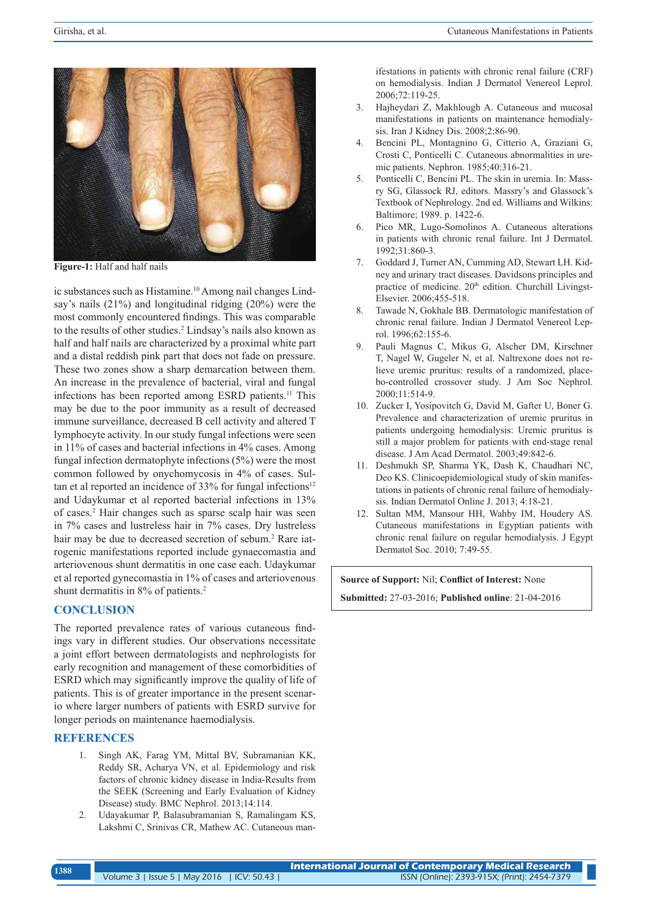**Figure-1:** Half and half nails

ic substances such as Histamine.[10] Among nail changes Lindsay's nails (21%) and longitudinal ridging (20%) were the most commonly encountered findings. This was comparable to the results of other studies.[2] Lindsay's nails also known as half and half nails are characterized by a proximal white part and a distal reddish pink part that does not fade on pressure. These two zones show a sharp demarcation between them. An increase in the prevalence of bacterial, viral and fungal infections has been reported among ESRD patients.[11] This may be due to the poor immunity as a result of decreased immune surveillance, decreased B cell activity and altered T lymphocyte activity. In our study fungal infections were seen in 11% of cases and bacterial infections in 4% cases. Among fungal infection dermatophyte infections (5%) were the most common followed by onychomycosis in 4% of cases. Sultan et al reported an incidence of 33% for fungal infections[12] and Udaykumar et al reported bacterial infections in 13% of cases.[2] Hair changes such as sparse scalp hair was seen in 7% cases and lustreless hair in 7% cases. Dry lustreless hair may be due to decreased secretion of sebum.[2] Rare iatrogenic manifestations reported include gynaecomastia and arteriovenous shunt dermatitis in one case each. Udaykumar et al reported gynecomastia in 1% of cases and arteriovenous shunt dermatitis in 8% of patients.[2]

## CONCLUSION

The reported prevalence rates of various cutaneous findings vary in different studies. Our observations necessitate a joint effort between dermatologists and nephrologists for early recognition and management of these comorbidities of ESRD which may significantly improve the quality of life of patients. This is of greater importance in the present scenario where larger numbers of patients with ESRD survive for longer periods on maintenance haemodialysis.

## REFERENCES

1. Singh AK, Farag YM, Mittal BV, Subramanian KK, Reddy SR, Acharya VN, et al. Epidemiology and risk factors of chronic kidney disease in India-Results from the SEEK (Screening and Early Evaluation of Kidney Disease) study. BMC Nephrol. 2013;14:114.
2. Udayakumar P, Balasubramanian S, Ramalingam KS, Lakshmi C, Srinivas CR, Mathew AC. Cutaneous manifestations in patients with chronic renal failure (CRF) on hemodialysis. Indian J Dermatol Venereol Leprol. 2006;72:119-25.
3. Hajheydari Z, Makhlough A. Cutaneous and mucosal manifestations in patients on maintenance hemodialysis. Iran J Kidney Dis. 2008;2:86-90.
4. Bencini PL, Montagnino G, Citterio A, Graziani G, Crosti C, Ponticelli C. Cutaneous abnormalities in uremic patients. Nephron. 1985;40:316-21.
5. Ponticelli C, Bencini PL. The skin in uremia. In: Massry SG, Glassock RJ, editors. Massry's and Glassock's Textbook of Nephrology. 2nd ed. Williams and Wilkins: Baltimore; 1989. p. 1422-6.
6. Pico MR, Lugo-Somolinos A. Cutaneous alterations in patients with chronic renal failure. Int J Dermatol. 1992;31:860-3.
7. Goddard J, Turner AN, Cumming AD, Stewart LH. Kidney and urinary tract diseases. Davidsons principles and practice of medicine. 20th edition. Churchill Livingst- Elsevier. 2006;455-518.
8. Tawade N, Gokhale BB. Dermatologic manifestation of chronic renal failure. Indian J Dermatol Venereol Leprol. 1996;62:155-6.
9. Pauli Magnus C, Mikus G, Alscher DM, Kirschner T, Nagel W, Gugeler N, et al. Naltrexone does not relieve uremic pruritus: results of a randomized, placebo-controlled crossover study. J Am Soc Nephrol. 2000;11:514-9.
10. Zucker I, Yosipovitch G, David M, Gafter U, Boner G. Prevalence and characterization of uremic pruritus in patients undergoing hemodialysis: Uremic pruritus is still a major problem for patients with end-stage renal disease. J Am Acad Dermatol. 2003;49:842-6.
11. Deshmukh SP, Sharma YK, Dash K, Chaudhari NC, Deo KS. Clinicoepidemiological study of skin manifestations in patients of chronic renal failure of hemodialysis. Indian Dermatol Online J. 2013; 4:18-21.
12. Sultan MM, Mansour HH, Wahby IM, Houdery AS. Cutaneous manifestations in Egyptian patients with chronic renal failure on regular hemodialysis. J Egypt Dermatol Soc. 2010; 7:49-55.

**Source of Support:** Nil; **Conflict of Interest:** None

**Submitted:** 27-03-2016; **Published online**: 21-04-2016